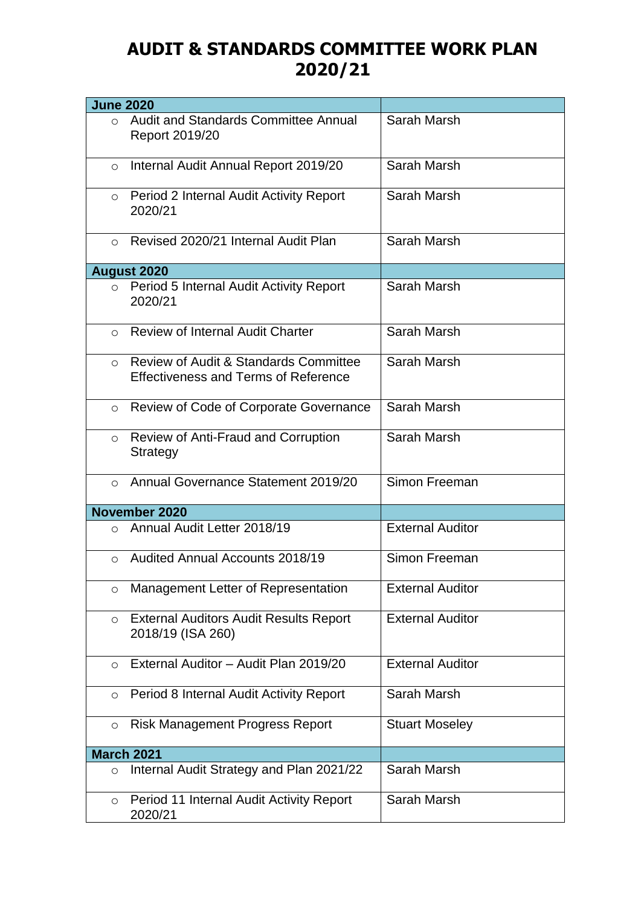# AUDIT & STANDARDS COMMITTEE WORK PLAN 2020/21

| June 2020 | |
|---|---|
| ○ Audit and Standards Committee Annual Report 2019/20 | Sarah Marsh |
| ○ Internal Audit Annual Report 2019/20 | Sarah Marsh |
| ○ Period 2 Internal Audit Activity Report 2020/21 | Sarah Marsh |
| ○ Revised 2020/21 Internal Audit Plan | Sarah Marsh |
| **August 2020** | |
| ○ Period 5 Internal Audit Activity Report 2020/21 | Sarah Marsh |
| ○ Review of Internal Audit Charter | Sarah Marsh |
| ○ Review of Audit & Standards Committee Effectiveness and Terms of Reference | Sarah Marsh |
| ○ Review of Code of Corporate Governance | Sarah Marsh |
| ○ Review of Anti-Fraud and Corruption Strategy | Sarah Marsh |
| ○ Annual Governance Statement 2019/20 | Simon Freeman |
| **November 2020** | |
| ○ Annual Audit Letter 2018/19 | External Auditor |
| ○ Audited Annual Accounts 2018/19 | Simon Freeman |
| ○ Management Letter of Representation | External Auditor |
| ○ External Auditors Audit Results Report 2018/19 (ISA 260) | External Auditor |
| ○ External Auditor – Audit Plan 2019/20 | External Auditor |
| ○ Period 8 Internal Audit Activity Report | Sarah Marsh |
| ○ Risk Management Progress Report | Stuart Moseley |
| **March 2021** | |
| ○ Internal Audit Strategy and Plan 2021/22 | Sarah Marsh |
| ○ Period 11 Internal Audit Activity Report 2020/21 | Sarah Marsh |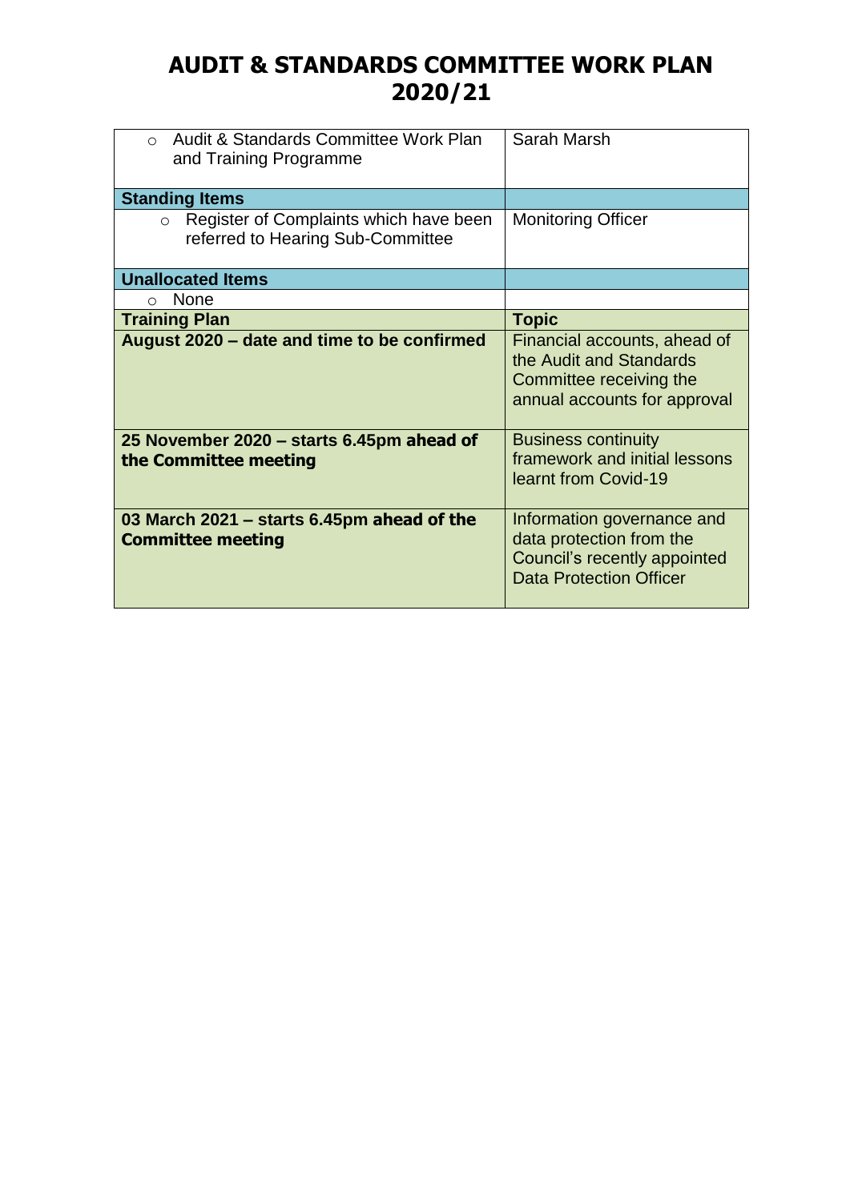# AUDIT & STANDARDS COMMITTEE WORK PLAN 2020/21

| | |
|---|---|
| ○ Audit & Standards Committee Work Plan and Training Programme | Sarah Marsh |
| **Standing Items** | |
| ○ Register of Complaints which have been referred to Hearing Sub-Committee | Monitoring Officer |
| **Unallocated Items** | |
| ○ None | |
| **Training Plan** | **Topic** |
| **August 2020 – date and time to be confirmed** | Financial accounts, ahead of the Audit and Standards Committee receiving the annual accounts for approval |
| **25 November 2020 – starts 6.45pm ahead of the Committee meeting** | Business continuity framework and initial lessons learnt from Covid-19 |
| **03 March 2021 – starts 6.45pm ahead of the Committee meeting** | Information governance and data protection from the Council's recently appointed Data Protection Officer |